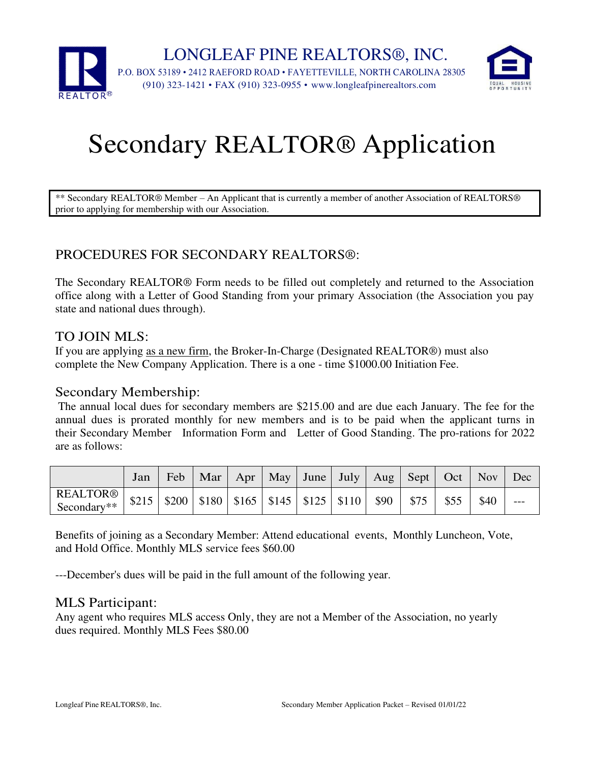# LONGLEAF PINE REALTORS®, INC.

P.O. BOX 53189 • 2412 RAEFORD ROAD • FAYETTEVILLE, NORTH CAROLINA 28305
(910) 323-1421 • FAX (910) 323-0955 • www.longleafpinerealtors.com

# Secondary REALTOR® Application

** Secondary REALTOR® Member – An Applicant that is currently a member of another Association of REALTORS® prior to applying for membership with our Association.

## PROCEDURES FOR SECONDARY REALTORS®:

The Secondary REALTOR® Form needs to be filled out completely and returned to the Association office along with a Letter of Good Standing from your primary Association (the Association you pay state and national dues through).

### TO JOIN MLS:

If you are applying as a new firm, the Broker-In-Charge (Designated REALTOR®) must also complete the New Company Application. There is a one - time $1000.00 Initiation Fee.

### Secondary Membership:

The annual local dues for secondary members are $215.00 and are due each January. The fee for the annual dues is prorated monthly for new members and is to be paid when the applicant turns in their Secondary Member Information Form and Letter of Good Standing. The pro-rations for 2022 are as follows:

| | Jan | Feb | Mar | Apr | May | June | July | Aug | Sept | Oct | Nov | Dec |
|---|---|---|---|---|---|---|---|---|---|---|---|---|
| REALTOR® Secondary** | $215 | $200 | $180 | $165 | $145 | $125 | $110 | $90 | $75 | $55 | $40 | --- |

Benefits of joining as a Secondary Member: Attend educational events, Monthly Luncheon, Vote, and Hold Office. Monthly MLS service fees $60.00

---December's dues will be paid in the full amount of the following year.

### MLS Participant:

Any agent who requires MLS access Only, they are not a Member of the Association, no yearly dues required. Monthly MLS Fees $80.00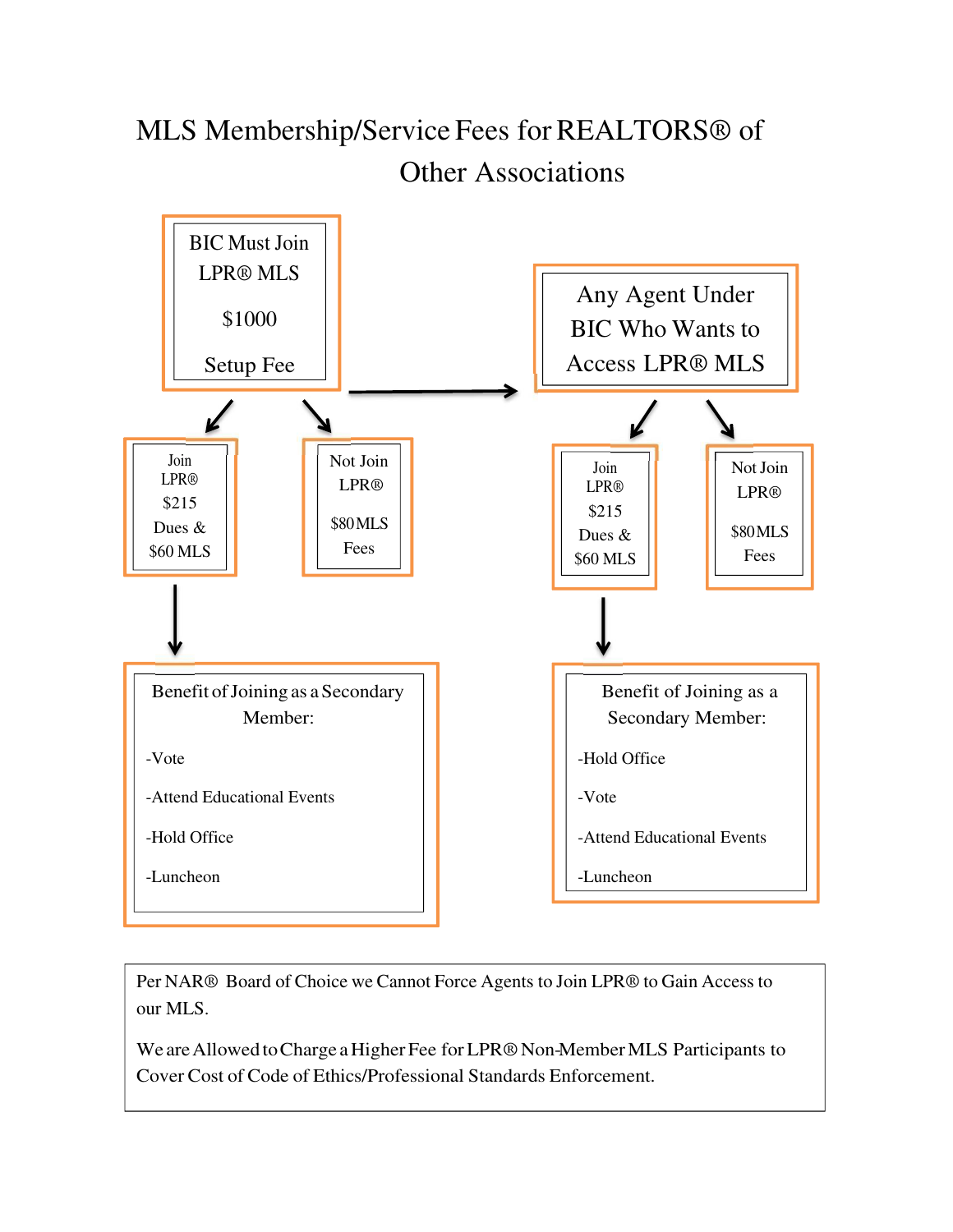# MLS Membership/Service Fees for REALTORS® of Other Associations

**BIC Must Join LPR® MLS**

$1000

Setup Fee

- **Join LPR®**
  $215 Dues & $60 MLS
  - **Benefit of Joining as a Secondary Member:**
    - -Vote
    - -Attend Educational Events
    - -Hold Office
    - -Luncheon
- **Not Join LPR®**
  $80 MLS Fees

**Any Agent Under BIC Who Wants to Access LPR® MLS**

- **Join LPR®**
  $215 Dues & $60 MLS
  - **Benefit of Joining as a Secondary Member:**
    - -Hold Office
    - -Vote
    - -Attend Educational Events
    - -Luncheon
- **Not Join LPR®**
  $80 MLS Fees

Per NAR® Board of Choice we Cannot Force Agents to Join LPR® to Gain Access to our MLS.

We are Allowed to Charge a Higher Fee for LPR® Non-Member MLS Participants to Cover Cost of Code of Ethics/Professional Standards Enforcement.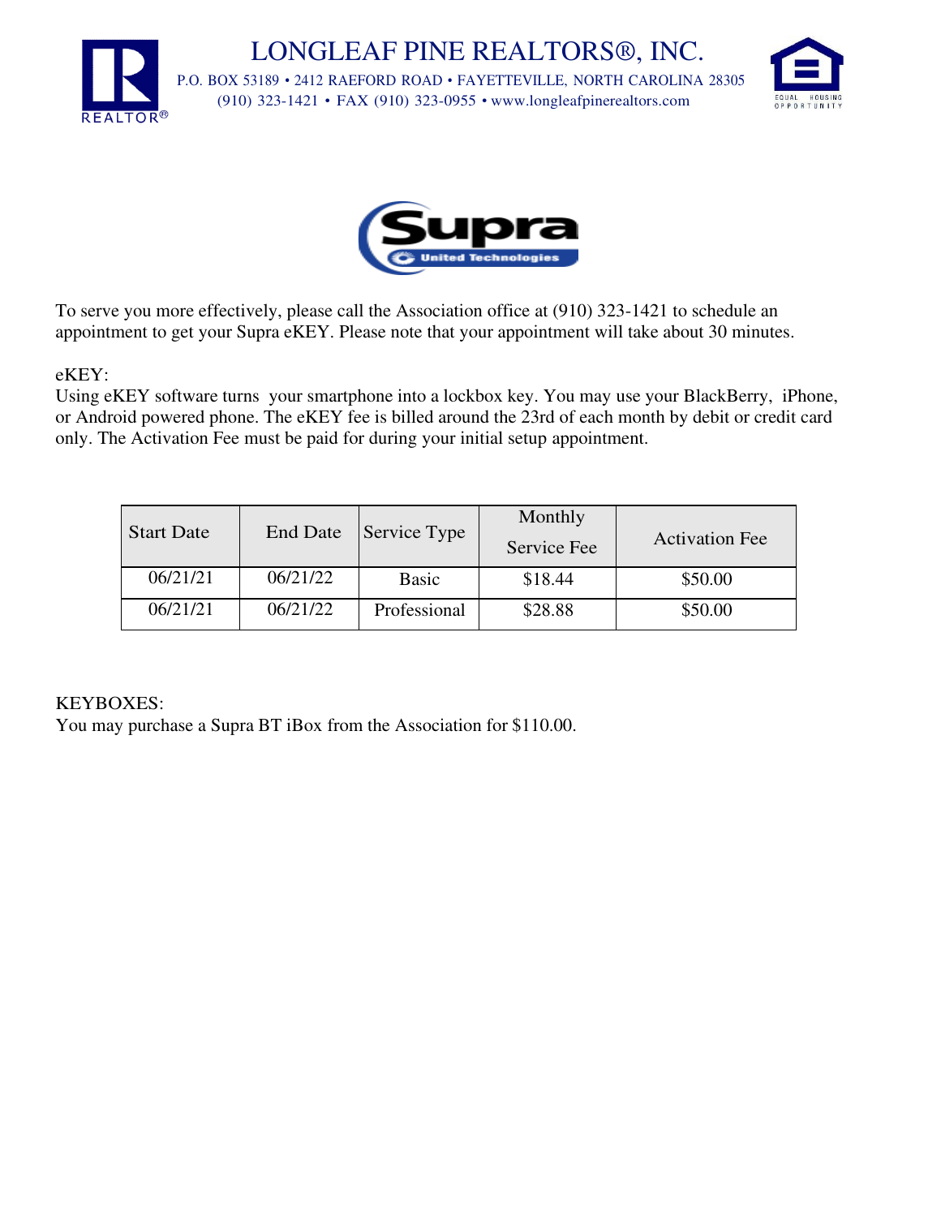# LONGLEAF PINE REALTORS®, INC.

P.O. BOX 53189 • 2412 RAEFORD ROAD • FAYETTEVILLE, NORTH CAROLINA 28305
(910) 323-1421 • FAX (910) 323-0955 • www.longleafpinerealtors.com

To serve you more effectively, please call the Association office at (910) 323-1421 to schedule an appointment to get your Supra eKEY. Please note that your appointment will take about 30 minutes.

eKEY:
Using eKEY software turns your smartphone into a lockbox key. You may use your BlackBerry, iPhone, or Android powered phone. The eKEY fee is billed around the 23rd of each month by debit or credit card only. The Activation Fee must be paid for during your initial setup appointment.

| Start Date | End Date | Service Type | Monthly Service Fee | Activation Fee |
|---|---|---|---|---|
| 06/21/21 | 06/21/22 | Basic | $18.44 | $50.00 |
| 06/21/21 | 06/21/22 | Professional | $28.88 | $50.00 |

KEYBOXES:
You may purchase a Supra BT iBox from the Association for $110.00.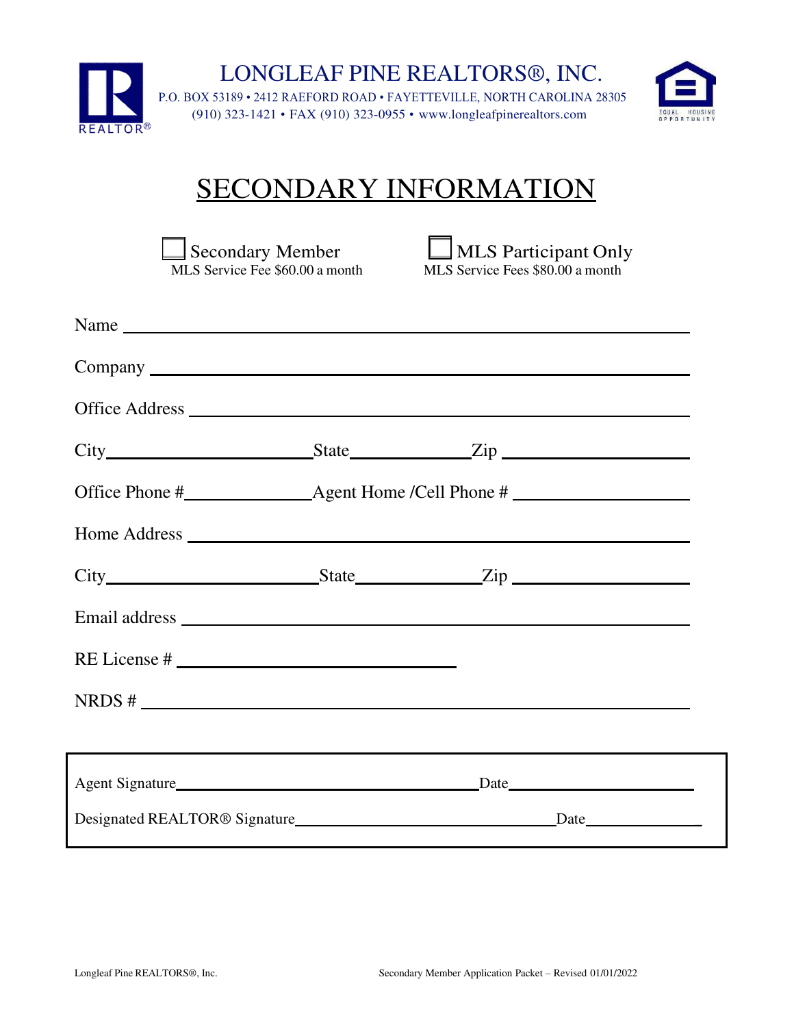LONGLEAF PINE REALTORS®, INC.

P.O. BOX 53189 • 2412 RAEFORD ROAD • FAYETTEVILLE, NORTH CAROLINA 28305

(910) 323-1421 • FAX (910) 323-0955 • www.longleafpinerealtors.com

# SECONDARY INFORMATION

☐ Secondary Member
MLS Service Fee $60.00 a month

☐ MLS Participant Only
MLS Service Fees $80.00 a month

Name ______________________________________________________________

Company ____________________________________________________________

Office Address _______________________________________________________

City____________________State____________Zip ________________

Office Phone #______________Agent Home /Cell Phone # ________________

Home Address ________________________________________________________

City____________________State____________Zip ________________

Email address ________________________________________________________

RE License # ____________________________

NRDS # _____________________________________________________________

| | |
|---|---|
| Agent Signature___________________________________ | Date____________________ |
| Designated REALTOR® Signature___________________________ | Date______________ |

Longleaf Pine REALTORS®, Inc. Secondary Member Application Packet – Revised 01/01/2022